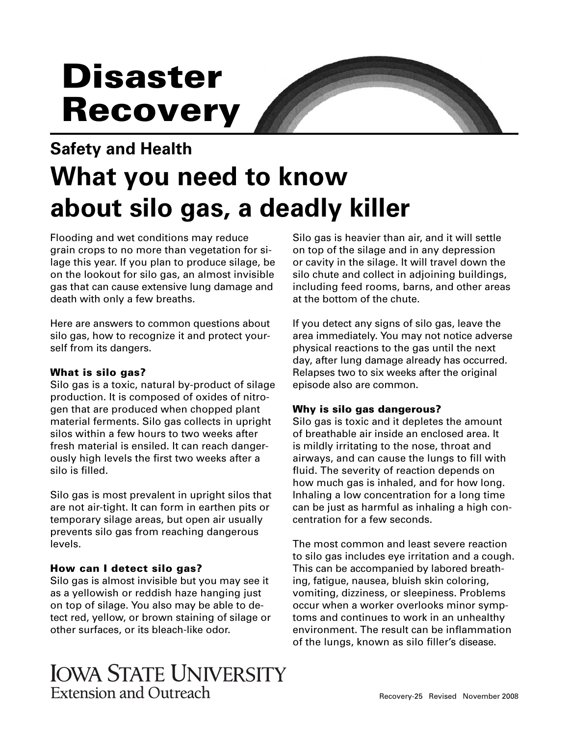# Disaster Recovery

## Safety and Health

# What you need to know about silo gas, a deadly killer

Flooding and wet conditions may reduce grain crops to no more than vegetation for silage this year. If you plan to produce silage, be on the lookout for silo gas, an almost invisible gas that can cause extensive lung damage and death with only a few breaths.

Here are answers to common questions about silo gas, how to recognize it and protect yourself from its dangers.

### What is silo gas?

Silo gas is a toxic, natural by-product of silage production. It is composed of oxides of nitrogen that are produced when chopped plant material ferments. Silo gas collects in upright silos within a few hours to two weeks after fresh material is ensiled. It can reach dangerously high levels the first two weeks after a silo is filled.

Silo gas is most prevalent in upright silos that are not air-tight. It can form in earthen pits or temporary silage areas, but open air usually prevents silo gas from reaching dangerous levels.

### How can I detect silo gas?

Silo gas is almost invisible but you may see it as a yellowish or reddish haze hanging just on top of silage. You also may be able to detect red, yellow, or brown staining of silage or other surfaces, or its bleach-like odor.

Silo gas is heavier than air, and it will settle on top of the silage and in any depression or cavity in the silage. It will travel down the silo chute and collect in adjoining buildings, including feed rooms, barns, and other areas at the bottom of the chute.

If you detect any signs of silo gas, leave the area immediately. You may not notice adverse physical reactions to the gas until the next day, after lung damage already has occurred. Relapses two to six weeks after the original episode also are common.

### Why is silo gas dangerous?

Silo gas is toxic and it depletes the amount of breathable air inside an enclosed area. It is mildly irritating to the nose, throat and airways, and can cause the lungs to fill with fluid. The severity of reaction depends on how much gas is inhaled, and for how long. Inhaling a low concentration for a long time can be just as harmful as inhaling a high concentration for a few seconds.

The most common and least severe reaction to silo gas includes eye irritation and a cough. This can be accompanied by labored breathing, fatigue, nausea, bluish skin coloring, vomiting, dizziness, or sleepiness. Problems occur when a worker overlooks minor symptoms and continues to work in an unhealthy environment. The result can be inflammation of the lungs, known as silo filler's disease.

Iowa State University Extension and Outreach

Recovery-25 Revised November 2008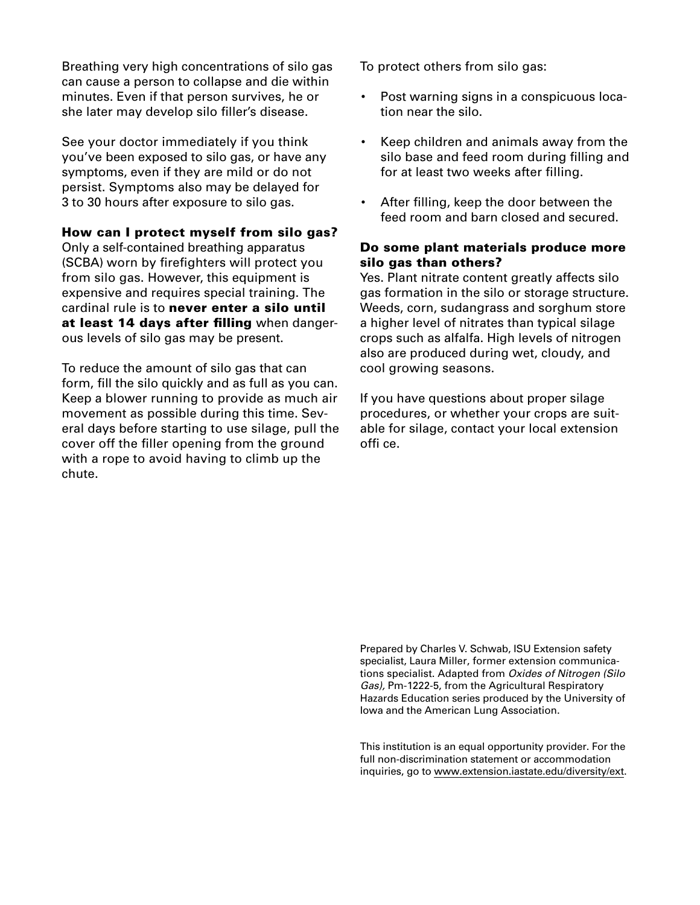Breathing very high concentrations of silo gas can cause a person to collapse and die within minutes. Even if that person survives, he or she later may develop silo filler's disease.

See your doctor immediately if you think you've been exposed to silo gas, or have any symptoms, even if they are mild or do not persist. Symptoms also may be delayed for 3 to 30 hours after exposure to silo gas.

### How can I protect myself from silo gas?

Only a self-contained breathing apparatus (SCBA) worn by firefighters will protect you from silo gas. However, this equipment is expensive and requires special training. The cardinal rule is to **never enter a silo until at least 14 days after filling** when dangerous levels of silo gas may be present.

To reduce the amount of silo gas that can form, fill the silo quickly and as full as you can. Keep a blower running to provide as much air movement as possible during this time. Several days before starting to use silage, pull the cover off the filler opening from the ground with a rope to avoid having to climb up the chute.

To protect others from silo gas:

- Post warning signs in a conspicuous location near the silo.
- Keep children and animals away from the silo base and feed room during filling and for at least two weeks after filling.
- After filling, keep the door between the feed room and barn closed and secured.

### Do some plant materials produce more silo gas than others?

Yes. Plant nitrate content greatly affects silo gas formation in the silo or storage structure. Weeds, corn, sudangrass and sorghum store a higher level of nitrates than typical silage crops such as alfalfa. High levels of nitrogen also are produced during wet, cloudy, and cool growing seasons.

If you have questions about proper silage procedures, or whether your crops are suitable for silage, contact your local extension office.

Prepared by Charles V. Schwab, ISU Extension safety specialist, Laura Miller, former extension communications specialist. Adapted from *Oxides of Nitrogen (Silo Gas),* Pm-1222-5, from the Agricultural Respiratory Hazards Education series produced by the University of Iowa and the American Lung Association.

This institution is an equal opportunity provider. For the full non-discrimination statement or accommodation inquiries, go to www.extension.iastate.edu/diversity/ext.